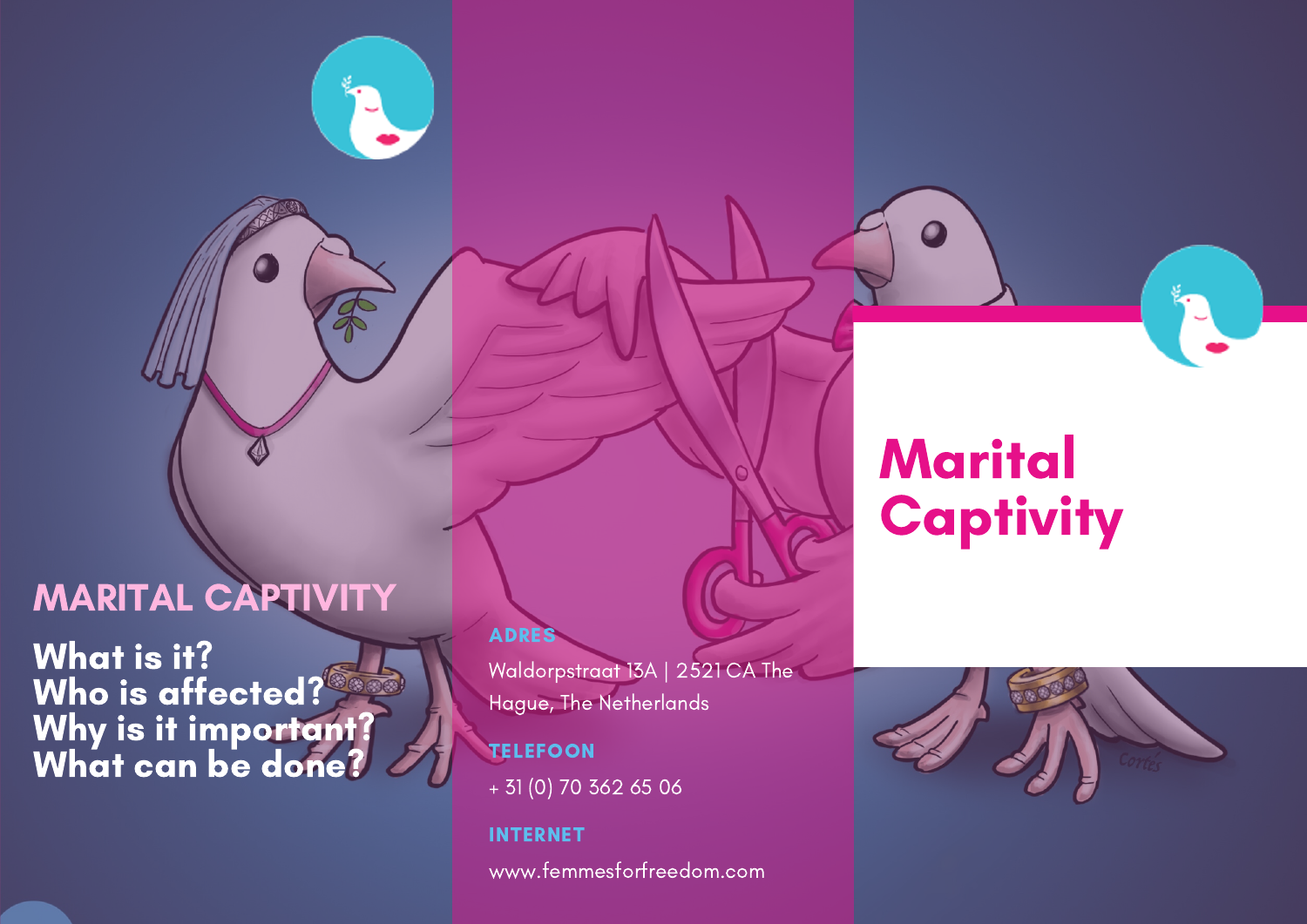## MARITAL CAPTIVITY

**What is it?**
**Who is affected?**
**Why is it important?**
**What can be done?**

**ADRES**

Waldorpstraat 13A | 2521 CA The Hague, The Netherlands

**TELEFOON**

+ 31 (0) 70 362 65 06

**INTERNET**

www.femmesforfreedom.com

# Marital Captivity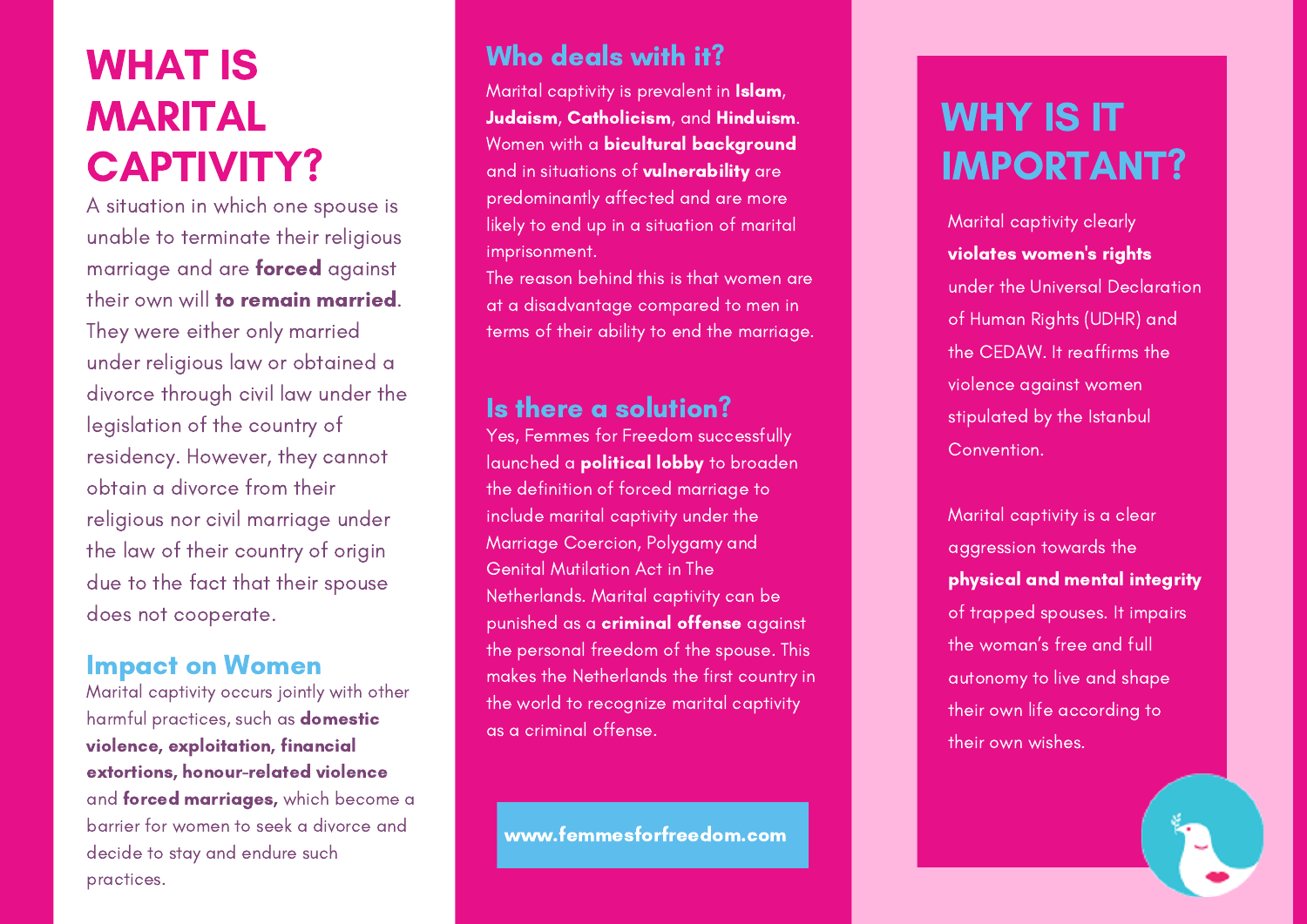# WHAT IS MARITAL CAPTIVITY?

A situation in which one spouse is unable to terminate their religious marriage and are **forced** against their own will **to remain married**. They were either only married under religious law or obtained a divorce through civil law under the legislation of the country of residency. However, they cannot obtain a divorce from their religious nor civil marriage under the law of their country of origin due to the fact that their spouse does not cooperate.

## Impact on Women

Marital captivity occurs jointly with other harmful practices, such as **domestic violence, exploitation, financial extortions, honour-related violence** and **forced marriages,** which become a barrier for women to seek a divorce and decide to stay and endure such practices.

## Who deals with it?

Marital captivity is prevalent in **Islam**, **Judaism**, **Catholicism**, and **Hinduism**. Women with a **bicultural background** and in situations of **vulnerability** are predominantly affected and are more likely to end up in a situation of marital imprisonment.

The reason behind this is that women are at a disadvantage compared to men in terms of their ability to end the marriage.

## Is there a solution?

Yes, Femmes for Freedom successfully launched a **political lobby** to broaden the definition of forced marriage to include marital captivity under the Marriage Coercion, Polygamy and Genital Mutilation Act in The Netherlands. Marital captivity can be punished as a **criminal offense** against the personal freedom of the spouse. This makes the Netherlands the first country in the world to recognize marital captivity as a criminal offense.

**www.femmesforfreedom.com**

# WHY IS IT IMPORTANT?

Marital captivity clearly **violates women's rights** under the Universal Declaration of Human Rights (UDHR) and the CEDAW. It reaffirms the violence against women stipulated by the Istanbul Convention.

Marital captivity is a clear aggression towards the **physical and mental integrity** of trapped spouses. It impairs the woman's free and full autonomy to live and shape their own life according to their own wishes.